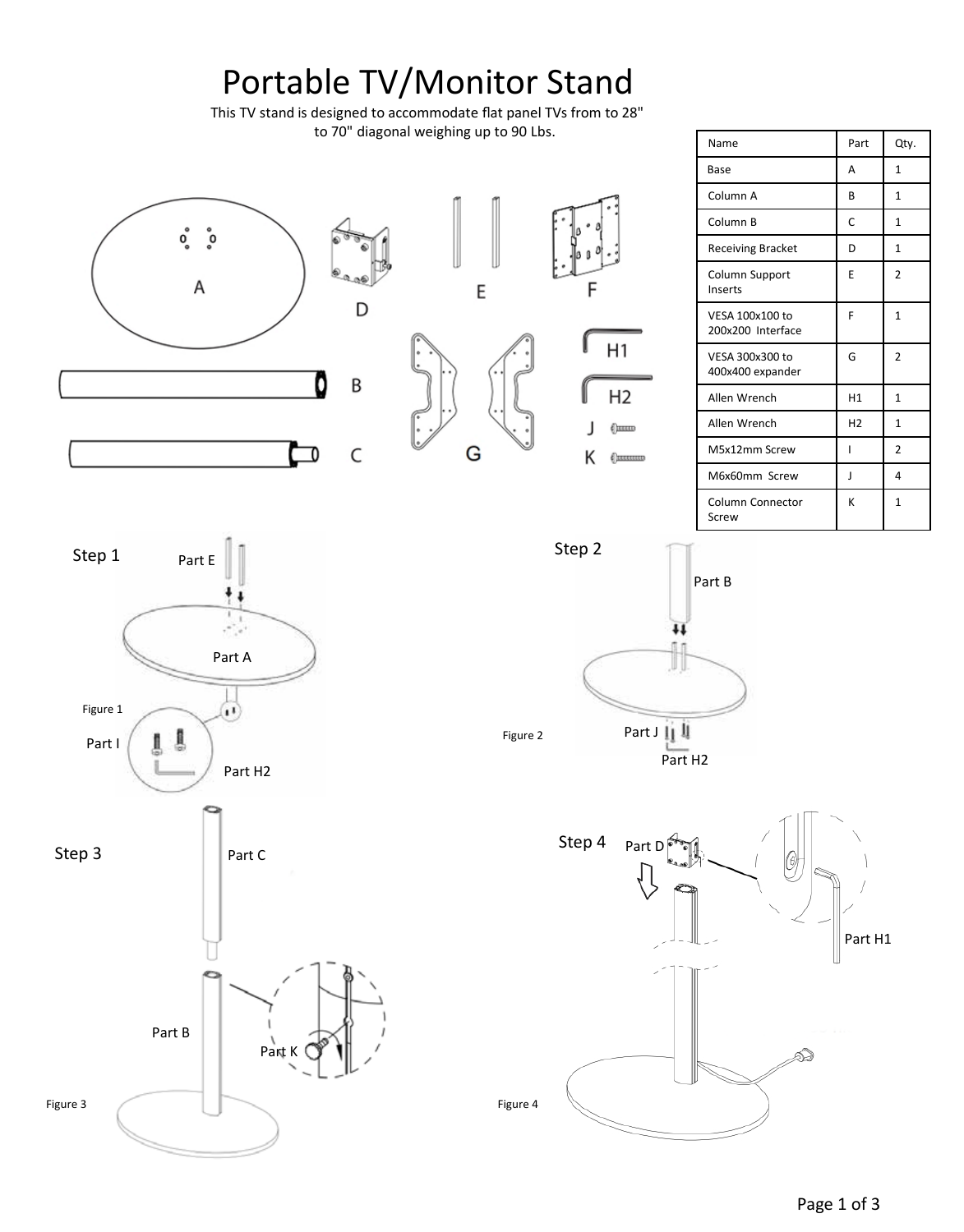# Portable TV/Monitor Stand

This TV stand is designed to accommodate flat panel TVs from to 28" to 70" diagonal weighing up to 90 Lbs.

| Name | Part | Qty. |
|---|---|---|
| Base | A | 1 |
| Column A | B | 1 |
| Column B | C | 1 |
| Receiving Bracket | D | 1 |
| Column Support Inserts | E | 2 |
| VESA 100x100 to 200x200 Interface | F | 1 |
| VESA 300x300 to 400x400 expander | G | 2 |
| Allen Wrench | H1 | 1 |
| Allen Wrench | H2 | 1 |
| M5x12mm Screw | I | 2 |
| M6x60mm Screw | J | 4 |
| Column Connector Screw | K | 1 |

A D E F B C G H1 H2 J K

## Step 1

Part E

Part A

Part I

Part H2

Figure 1

## Step 2

Part B

Part J

Part H2

Figure 2

## Step 3

Part C

Part B

Part K

Figure 3

## Step 4

Part D

Part H1

Figure 4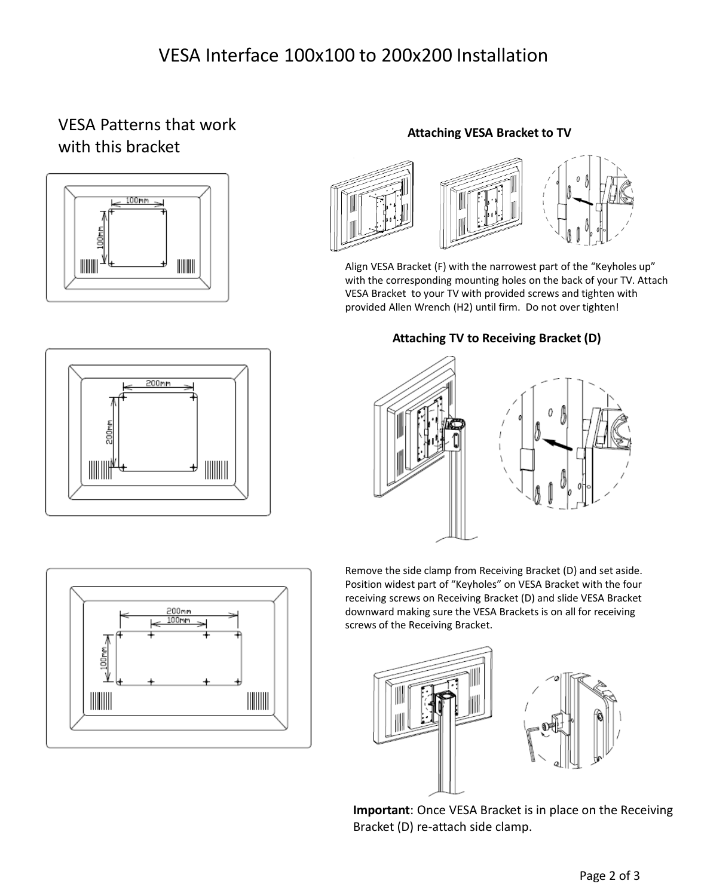# VESA Interface 100x100 to 200x200 Installation

## VESA Patterns that work with this bracket

### Attaching VESA Bracket to TV

Align VESA Bracket (F) with the narrowest part of the "Keyholes up" with the corresponding mounting holes on the back of your TV. Attach VESA Bracket to your TV with provided screws and tighten with provided Allen Wrench (H2) until firm. Do not over tighten!

### Attaching TV to Receiving Bracket (D)

Remove the side clamp from Receiving Bracket (D) and set aside. Position widest part of "Keyholes" on VESA Bracket with the four receiving screws on Receiving Bracket (D) and slide VESA Bracket downward making sure the VESA Brackets is on all for receiving screws of the Receiving Bracket.

**Important**: Once VESA Bracket is in place on the Receiving Bracket (D) re-attach side clamp.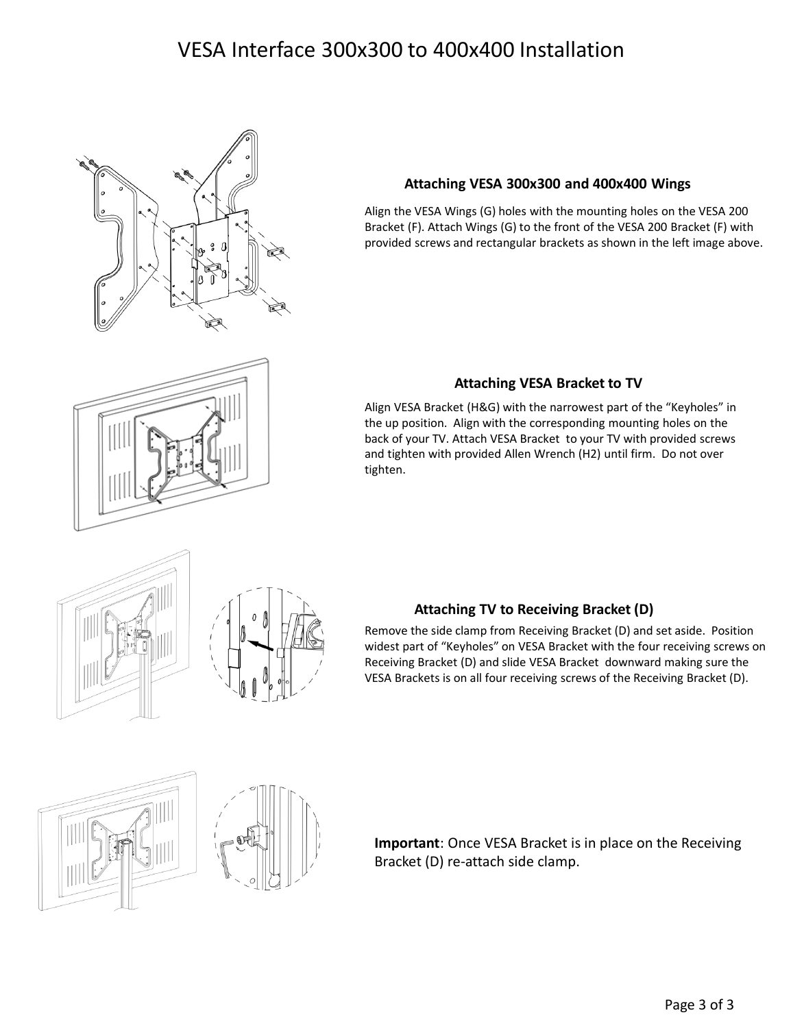# VESA Interface 300x300 to 400x400 Installation

### Attaching VESA 300x300 and 400x400 Wings

Align the VESA Wings (G) holes with the mounting holes on the VESA 200 Bracket (F). Attach Wings (G) to the front of the VESA 200 Bracket (F) with provided screws and rectangular brackets as shown in the left image above.

### Attaching VESA Bracket to TV

Align VESA Bracket (H&G) with the narrowest part of the "Keyholes" in the up position. Align with the corresponding mounting holes on the back of your TV. Attach VESA Bracket to your TV with provided screws and tighten with provided Allen Wrench (H2) until firm. Do not over tighten.

### Attaching TV to Receiving Bracket (D)

Remove the side clamp from Receiving Bracket (D) and set aside. Position widest part of "Keyholes" on VESA Bracket with the four receiving screws on Receiving Bracket (D) and slide VESA Bracket downward making sure the VESA Brackets is on all four receiving screws of the Receiving Bracket (D).

**Important**: Once VESA Bracket is in place on the Receiving Bracket (D) re-attach side clamp.